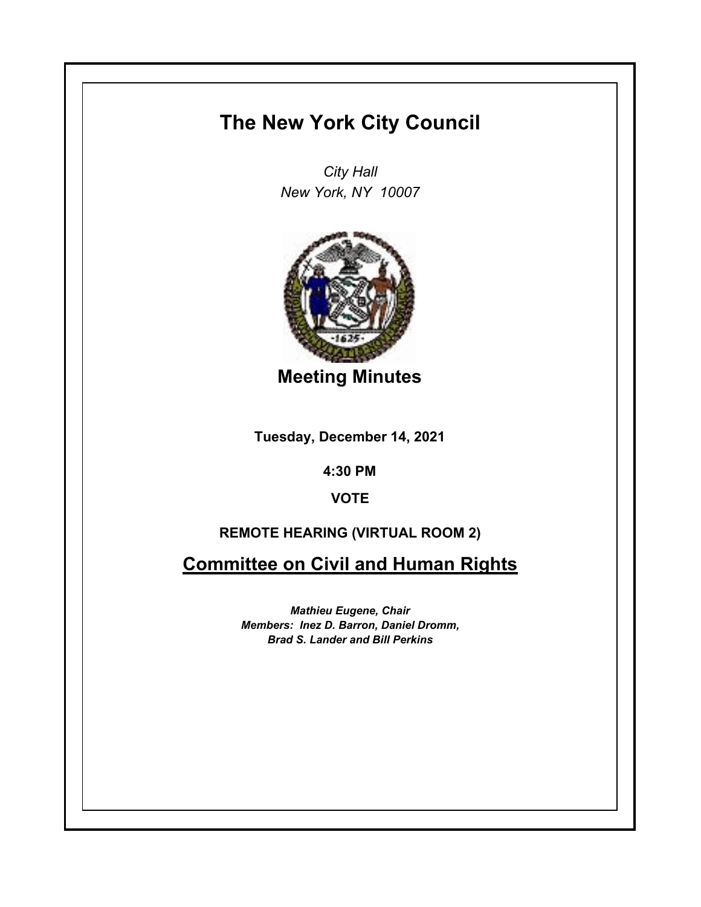# The New York City Council

*City Hall*
*New York, NY 10007*

## Meeting Minutes

**Tuesday, December 14, 2021**

**4:30 PM**

**VOTE**

**REMOTE HEARING (VIRTUAL ROOM 2)**

## Committee on Civil and Human Rights

***Mathieu Eugene, Chair***
***Members: Inez D. Barron, Daniel Dromm, Brad S. Lander and Bill Perkins***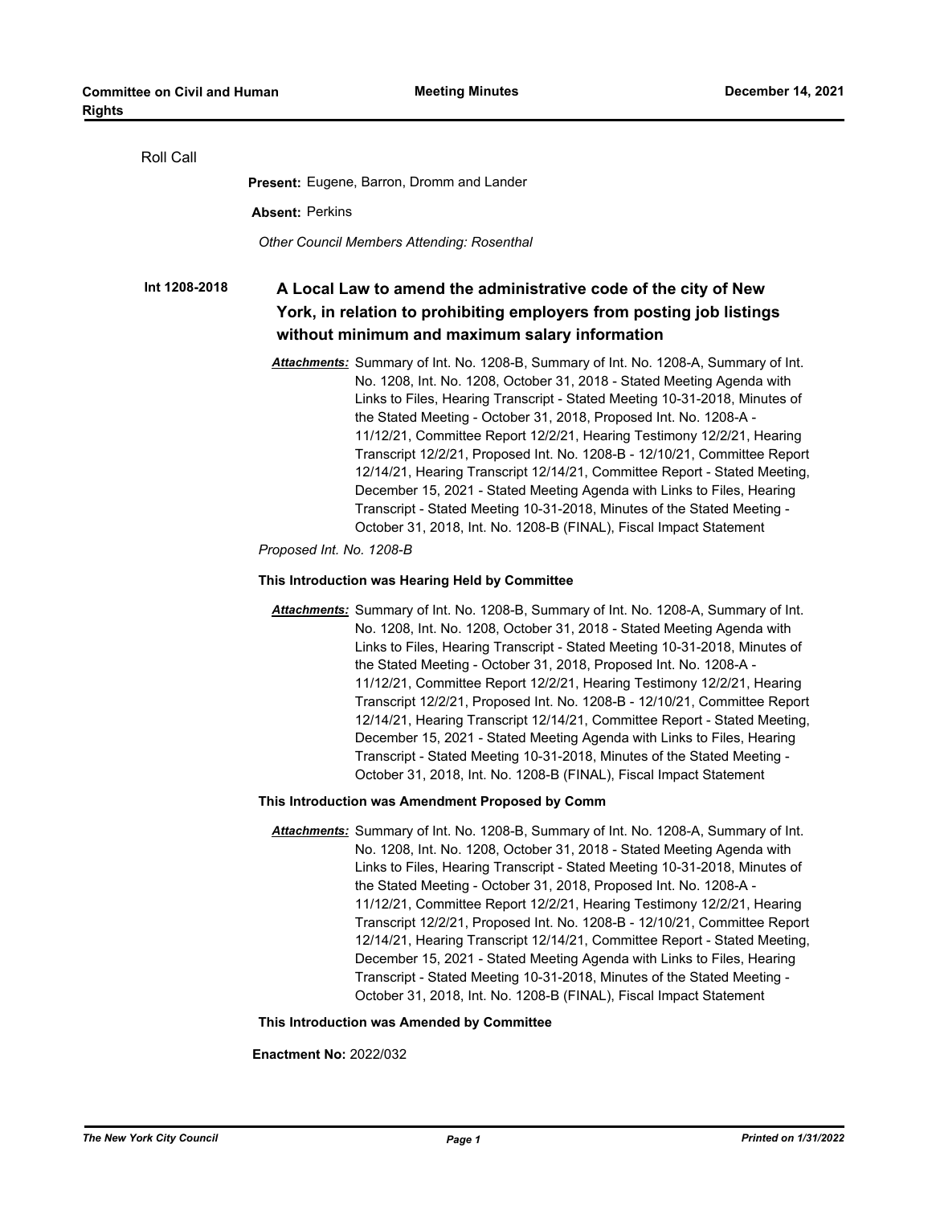Roll Call

**Present:** Eugene, Barron, Dromm and Lander

**Absent:** Perkins

*Other Council Members Attending: Rosenthal*

**Int 1208-2018**

## A Local Law to amend the administrative code of the city of New York, in relation to prohibiting employers from posting job listings without minimum and maximum salary information

***Attachments:*** Summary of Int. No. 1208-B, Summary of Int. No. 1208-A, Summary of Int. No. 1208, Int. No. 1208, October 31, 2018 - Stated Meeting Agenda with Links to Files, Hearing Transcript - Stated Meeting 10-31-2018, Minutes of the Stated Meeting - October 31, 2018, Proposed Int. No. 1208-A - 11/12/21, Committee Report 12/2/21, Hearing Testimony 12/2/21, Hearing Transcript 12/2/21, Proposed Int. No. 1208-B - 12/10/21, Committee Report 12/14/21, Hearing Transcript 12/14/21, Committee Report - Stated Meeting, December 15, 2021 - Stated Meeting Agenda with Links to Files, Hearing Transcript - Stated Meeting 10-31-2018, Minutes of the Stated Meeting - October 31, 2018, Int. No. 1208-B (FINAL), Fiscal Impact Statement

*Proposed Int. No. 1208-B*

**This Introduction was Hearing Held by Committee**

***Attachments:*** Summary of Int. No. 1208-B, Summary of Int. No. 1208-A, Summary of Int. No. 1208, Int. No. 1208, October 31, 2018 - Stated Meeting Agenda with Links to Files, Hearing Transcript - Stated Meeting 10-31-2018, Minutes of the Stated Meeting - October 31, 2018, Proposed Int. No. 1208-A - 11/12/21, Committee Report 12/2/21, Hearing Testimony 12/2/21, Hearing Transcript 12/2/21, Proposed Int. No. 1208-B - 12/10/21, Committee Report 12/14/21, Hearing Transcript 12/14/21, Committee Report - Stated Meeting, December 15, 2021 - Stated Meeting Agenda with Links to Files, Hearing Transcript - Stated Meeting 10-31-2018, Minutes of the Stated Meeting - October 31, 2018, Int. No. 1208-B (FINAL), Fiscal Impact Statement

**This Introduction was Amendment Proposed by Comm**

***Attachments:*** Summary of Int. No. 1208-B, Summary of Int. No. 1208-A, Summary of Int. No. 1208, Int. No. 1208, October 31, 2018 - Stated Meeting Agenda with Links to Files, Hearing Transcript - Stated Meeting 10-31-2018, Minutes of the Stated Meeting - October 31, 2018, Proposed Int. No. 1208-A - 11/12/21, Committee Report 12/2/21, Hearing Testimony 12/2/21, Hearing Transcript 12/2/21, Proposed Int. No. 1208-B - 12/10/21, Committee Report 12/14/21, Hearing Transcript 12/14/21, Committee Report - Stated Meeting, December 15, 2021 - Stated Meeting Agenda with Links to Files, Hearing Transcript - Stated Meeting 10-31-2018, Minutes of the Stated Meeting - October 31, 2018, Int. No. 1208-B (FINAL), Fiscal Impact Statement

**This Introduction was Amended by Committee**

**Enactment No:** 2022/032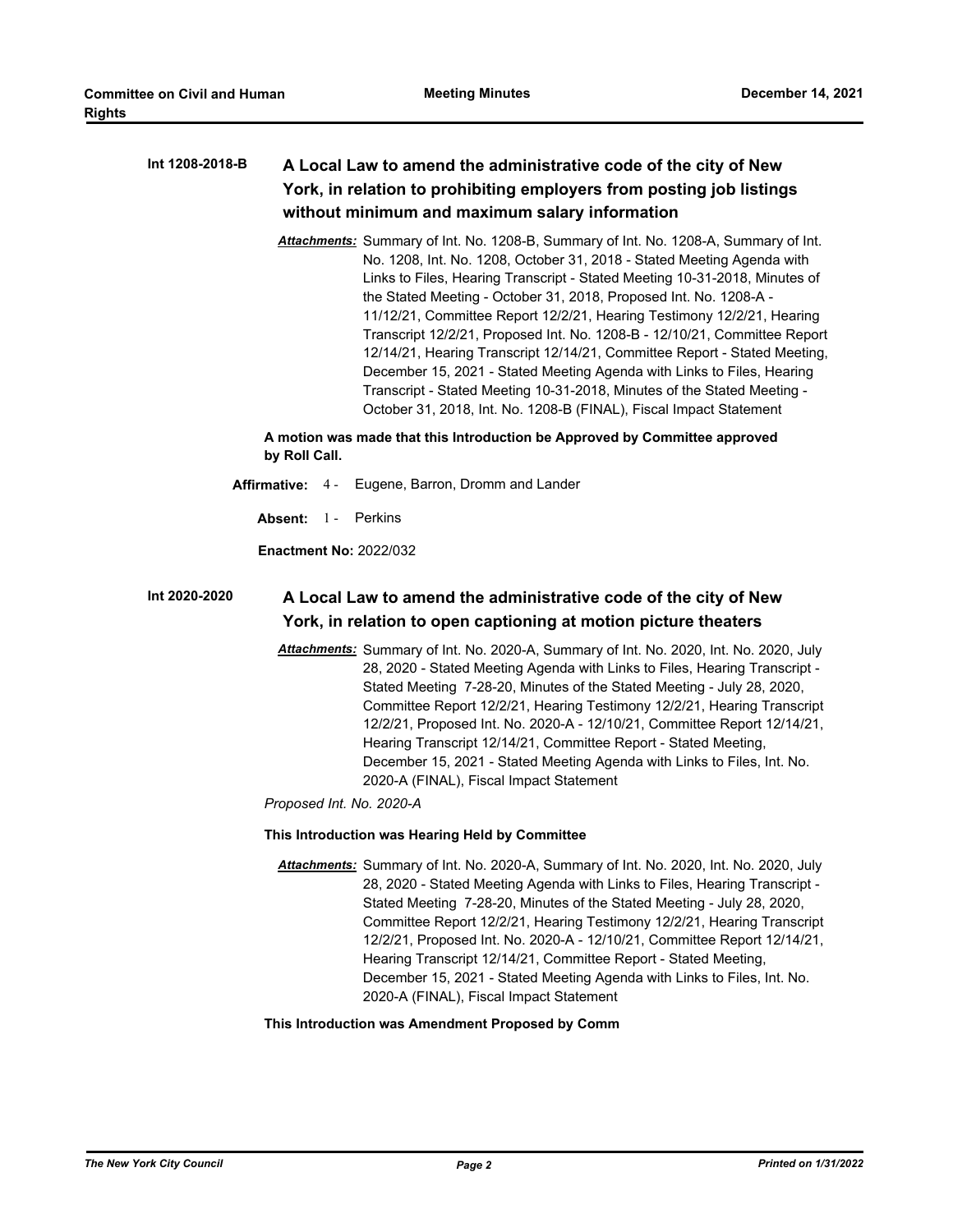**Int 1208-2018-B** **A Local Law to amend the administrative code of the city of New York, in relation to prohibiting employers from posting job listings without minimum and maximum salary information**

*Attachments:* Summary of Int. No. 1208-B, Summary of Int. No. 1208-A, Summary of Int. No. 1208, Int. No. 1208, October 31, 2018 - Stated Meeting Agenda with Links to Files, Hearing Transcript - Stated Meeting 10-31-2018, Minutes of the Stated Meeting - October 31, 2018, Proposed Int. No. 1208-A - 11/12/21, Committee Report 12/2/21, Hearing Testimony 12/2/21, Hearing Transcript 12/2/21, Proposed Int. No. 1208-B - 12/10/21, Committee Report 12/14/21, Hearing Transcript 12/14/21, Committee Report - Stated Meeting, December 15, 2021 - Stated Meeting Agenda with Links to Files, Hearing Transcript - Stated Meeting 10-31-2018, Minutes of the Stated Meeting - October 31, 2018, Int. No. 1208-B (FINAL), Fiscal Impact Statement

**A motion was made that this Introduction be Approved by Committee approved by Roll Call.**

**Affirmative:** 4 - Eugene, Barron, Dromm and Lander

**Absent:** 1 - Perkins

**Enactment No:** 2022/032

**Int 2020-2020** **A Local Law to amend the administrative code of the city of New York, in relation to open captioning at motion picture theaters**

*Attachments:* Summary of Int. No. 2020-A, Summary of Int. No. 2020, Int. No. 2020, July 28, 2020 - Stated Meeting Agenda with Links to Files, Hearing Transcript - Stated Meeting 7-28-20, Minutes of the Stated Meeting - July 28, 2020, Committee Report 12/2/21, Hearing Testimony 12/2/21, Hearing Transcript 12/2/21, Proposed Int. No. 2020-A - 12/10/21, Committee Report 12/14/21, Hearing Transcript 12/14/21, Committee Report - Stated Meeting, December 15, 2021 - Stated Meeting Agenda with Links to Files, Int. No. 2020-A (FINAL), Fiscal Impact Statement

*Proposed Int. No. 2020-A*

**This Introduction was Hearing Held by Committee**

*Attachments:* Summary of Int. No. 2020-A, Summary of Int. No. 2020, Int. No. 2020, July 28, 2020 - Stated Meeting Agenda with Links to Files, Hearing Transcript - Stated Meeting 7-28-20, Minutes of the Stated Meeting - July 28, 2020, Committee Report 12/2/21, Hearing Testimony 12/2/21, Hearing Transcript 12/2/21, Proposed Int. No. 2020-A - 12/10/21, Committee Report 12/14/21, Hearing Transcript 12/14/21, Committee Report - Stated Meeting, December 15, 2021 - Stated Meeting Agenda with Links to Files, Int. No. 2020-A (FINAL), Fiscal Impact Statement

**This Introduction was Amendment Proposed by Comm**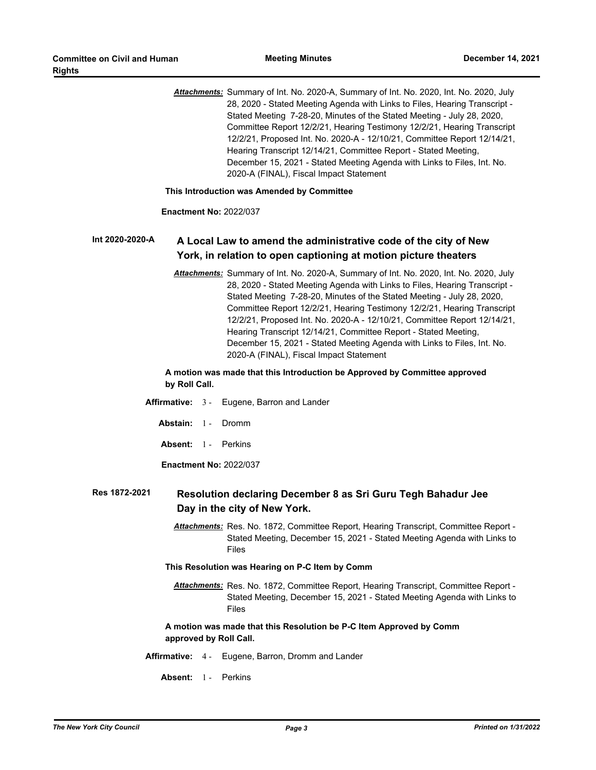***Attachments:*** Summary of Int. No. 2020-A, Summary of Int. No. 2020, Int. No. 2020, July 28, 2020 - Stated Meeting Agenda with Links to Files, Hearing Transcript - Stated Meeting 7-28-20, Minutes of the Stated Meeting - July 28, 2020, Committee Report 12/2/21, Hearing Testimony 12/2/21, Hearing Transcript 12/2/21, Proposed Int. No. 2020-A - 12/10/21, Committee Report 12/14/21, Hearing Transcript 12/14/21, Committee Report - Stated Meeting, December 15, 2021 - Stated Meeting Agenda with Links to Files, Int. No. 2020-A (FINAL), Fiscal Impact Statement

**This Introduction was Amended by Committee**

**Enactment No:** 2022/037

## Int 2020-2020-A — A Local Law to amend the administrative code of the city of New York, in relation to open captioning at motion picture theaters

***Attachments:*** Summary of Int. No. 2020-A, Summary of Int. No. 2020, Int. No. 2020, July 28, 2020 - Stated Meeting Agenda with Links to Files, Hearing Transcript - Stated Meeting 7-28-20, Minutes of the Stated Meeting - July 28, 2020, Committee Report 12/2/21, Hearing Testimony 12/2/21, Hearing Transcript 12/2/21, Proposed Int. No. 2020-A - 12/10/21, Committee Report 12/14/21, Hearing Transcript 12/14/21, Committee Report - Stated Meeting, December 15, 2021 - Stated Meeting Agenda with Links to Files, Int. No. 2020-A (FINAL), Fiscal Impact Statement

**A motion was made that this Introduction be Approved by Committee approved by Roll Call.**

**Affirmative:** 3 - Eugene, Barron and Lander

**Abstain:** 1 - Dromm

**Absent:** 1 - Perkins

**Enactment No:** 2022/037

## Res 1872-2021 — Resolution declaring December 8 as Sri Guru Tegh Bahadur Jee Day in the city of New York.

***Attachments:*** Res. No. 1872, Committee Report, Hearing Transcript, Committee Report - Stated Meeting, December 15, 2021 - Stated Meeting Agenda with Links to Files

**This Resolution was Hearing on P-C Item by Comm**

***Attachments:*** Res. No. 1872, Committee Report, Hearing Transcript, Committee Report - Stated Meeting, December 15, 2021 - Stated Meeting Agenda with Links to Files

**A motion was made that this Resolution be P-C Item Approved by Comm approved by Roll Call.**

**Affirmative:** 4 - Eugene, Barron, Dromm and Lander

**Absent:** 1 - Perkins